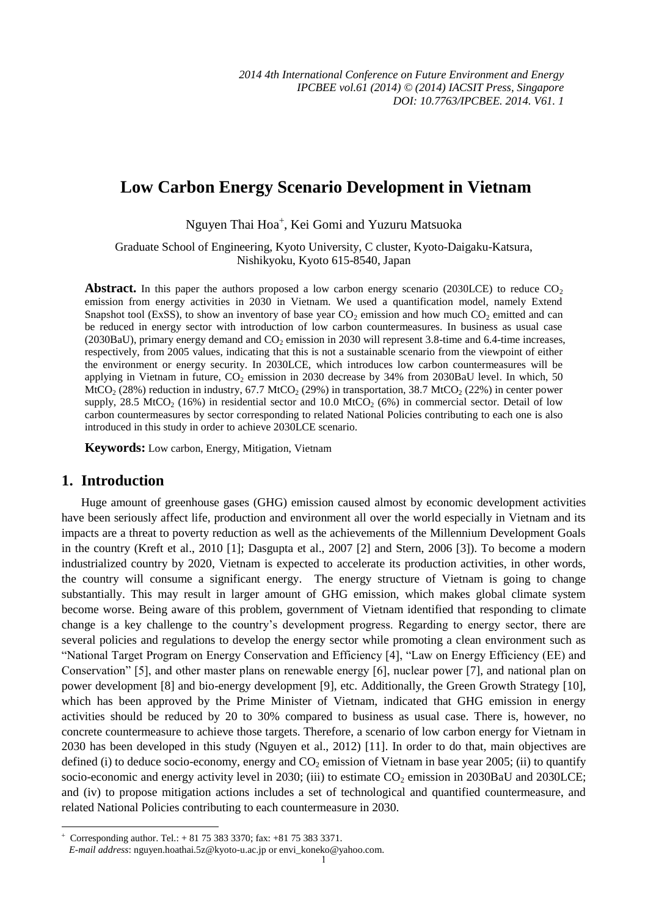# Low Carbon Energy Scenario Development in Vietnam

Nguyen Thai Hoa[+], Kei Gomi and Yuzuru Matsuoka

Graduate School of Engineering, Kyoto University, C cluster, Kyoto-Daigaku-Katsura, Nishikyoku, Kyoto 615-8540, Japan

**Abstract.** In this paper the authors proposed a low carbon energy scenario (2030LCE) to reduce $CO_2$ emission from energy activities in 2030 in Vietnam. We used a quantification model, namely Extend Snapshot tool (ExSS), to show an inventory of base year $CO_2$ emission and how much $CO_2$ emitted and can be reduced in energy sector with introduction of low carbon countermeasures. In business as usual case (2030BaU), primary energy demand and $CO_2$ emission in 2030 will represent 3.8-time and 6.4-time increases, respectively, from 2005 values, indicating that this is not a sustainable scenario from the viewpoint of either the environment or energy security. In 2030LCE, which introduces low carbon countermeasures will be applying in Vietnam in future, $CO_2$ emission in 2030 decrease by 34% from 2030BaU level. In which, 50 $MtCO_2$ (28%) reduction in industry, 67.7 $MtCO_2$ (29%) in transportation, 38.7 $MtCO_2$ (22%) in center power supply, 28.5 $MtCO_2$ (16%) in residential sector and 10.0 $MtCO_2$ (6%) in commercial sector. Detail of low carbon countermeasures by sector corresponding to related National Policies contributing to each one is also introduced in this study in order to achieve 2030LCE scenario.

**Keywords:** Low carbon, Energy, Mitigation, Vietnam

## 1. Introduction

Huge amount of greenhouse gases (GHG) emission caused almost by economic development activities have been seriously affect life, production and environment all over the world especially in Vietnam and its impacts are a threat to poverty reduction as well as the achievements of the Millennium Development Goals in the country (Kreft et al., 2010 [1]; Dasgupta et al., 2007 [2] and Stern, 2006 [3]). To become a modern industrialized country by 2020, Vietnam is expected to accelerate its production activities, in other words, the country will consume a significant energy. The energy structure of Vietnam is going to change substantially. This may result in larger amount of GHG emission, which makes global climate system become worse. Being aware of this problem, government of Vietnam identified that responding to climate change is a key challenge to the country's development progress. Regarding to energy sector, there are several policies and regulations to develop the energy sector while promoting a clean environment such as "National Target Program on Energy Conservation and Efficiency [4], "Law on Energy Efficiency (EE) and Conservation" [5], and other master plans on renewable energy [6], nuclear power [7], and national plan on power development [8] and bio-energy development [9], etc. Additionally, the Green Growth Strategy [10], which has been approved by the Prime Minister of Vietnam, indicated that GHG emission in energy activities should be reduced by 20 to 30% compared to business as usual case. There is, however, no concrete countermeasure to achieve those targets. Therefore, a scenario of low carbon energy for Vietnam in 2030 has been developed in this study (Nguyen et al., 2012) [11]. In order to do that, main objectives are defined (i) to deduce socio-economy, energy and $CO_2$ emission of Vietnam in base year 2005; (ii) to quantify socio-economic and energy activity level in 2030; (iii) to estimate $CO_2$ emission in 2030BaU and 2030LCE; and (iv) to propose mitigation actions includes a set of technological and quantified countermeasure, and related National Policies contributing to each countermeasure in 2030.

[+] Corresponding author. Tel.: + 81 75 383 3370; fax: +81 75 383 3371.
*E-mail address*: nguyen.hoathai.5z@kyoto-u.ac.jp or envi_koneko@yahoo.com.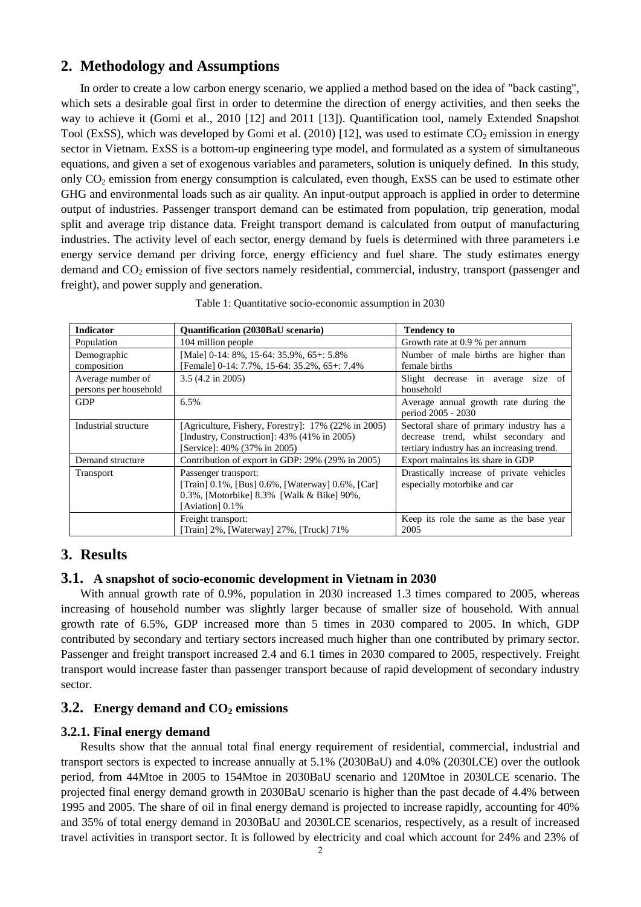## 2. Methodology and Assumptions

In order to create a low carbon energy scenario, we applied a method based on the idea of "back casting", which sets a desirable goal first in order to determine the direction of energy activities, and then seeks the way to achieve it (Gomi et al., 2010 [12] and 2011 [13]). Quantification tool, namely Extended Snapshot Tool (ExSS), which was developed by Gomi et al. (2010) [12], was used to estimate $CO_2$ emission in energy sector in Vietnam. ExSS is a bottom-up engineering type model, and formulated as a system of simultaneous equations, and given a set of exogenous variables and parameters, solution is uniquely defined. In this study, only $CO_2$ emission from energy consumption is calculated, even though, ExSS can be used to estimate other GHG and environmental loads such as air quality. An input-output approach is applied in order to determine output of industries. Passenger transport demand can be estimated from population, trip generation, modal split and average trip distance data. Freight transport demand is calculated from output of manufacturing industries. The activity level of each sector, energy demand by fuels is determined with three parameters i.e energy service demand per driving force, energy efficiency and fuel share. The study estimates energy demand and $CO_2$ emission of five sectors namely residential, commercial, industry, transport (passenger and freight), and power supply and generation.

Table 1: Quantitative socio-economic assumption in 2030

| Indicator | Quantification (2030BaU scenario) | Tendency to |
|---|---|---|
| Population | 104 million people | Growth rate at 0.9 % per annum |
| Demographic composition | [Male] 0-14: 8%, 15-64: 35.9%, 65+: 5.8%<br>[Female] 0-14: 7.7%, 15-64: 35.2%, 65+: 7.4% | Number of male births are higher than female births |
| Average number of persons per household | 3.5 (4.2 in 2005) | Slight decrease in average size of household |
| GDP | 6.5% | Average annual growth rate during the period 2005 - 2030 |
| Industrial structure | [Agriculture, Fishery, Forestry]: 17% (22% in 2005)<br>[Industry, Construction]: 43% (41% in 2005)<br>[Service]: 40% (37% in 2005) | Sectoral share of primary industry has a decrease trend, whilst secondary and tertiary industry has an increasing trend. |
| Demand structure | Contribution of export in GDP: 29% (29% in 2005) | Export maintains its share in GDP |
| Transport | Passenger transport:<br>[Train] 0.1%, [Bus] 0.6%, [Waterway] 0.6%, [Car] 0.3%, [Motorbike] 8.3% [Walk & Bike] 90%, [Aviation] 0.1% | Drastically increase of private vehicles especially motorbike and car |
| | Freight transport:<br>[Train] 2%, [Waterway] 27%, [Truck] 71% | Keep its role the same as the base year 2005 |

## 3. Results

### 3.1. A snapshot of socio-economic development in Vietnam in 2030

With annual growth rate of 0.9%, population in 2030 increased 1.3 times compared to 2005, whereas increasing of household number was slightly larger because of smaller size of household. With annual growth rate of 6.5%, GDP increased more than 5 times in 2030 compared to 2005. In which, GDP contributed by secondary and tertiary sectors increased much higher than one contributed by primary sector. Passenger and freight transport increased 2.4 and 6.1 times in 2030 compared to 2005, respectively. Freight transport would increase faster than passenger transport because of rapid development of secondary industry sector.

### 3.2. Energy demand and $CO_2$ emissions

#### 3.2.1. Final energy demand

Results show that the annual total final energy requirement of residential, commercial, industrial and transport sectors is expected to increase annually at 5.1% (2030BaU) and 4.0% (2030LCE) over the outlook period, from 44Mtoe in 2005 to 154Mtoe in 2030BaU scenario and 120Mtoe in 2030LCE scenario. The projected final energy demand growth in 2030BaU scenario is higher than the past decade of 4.4% between 1995 and 2005. The share of oil in final energy demand is projected to increase rapidly, accounting for 40% and 35% of total energy demand in 2030BaU and 2030LCE scenarios, respectively, as a result of increased travel activities in transport sector. It is followed by electricity and coal which account for 24% and 23% of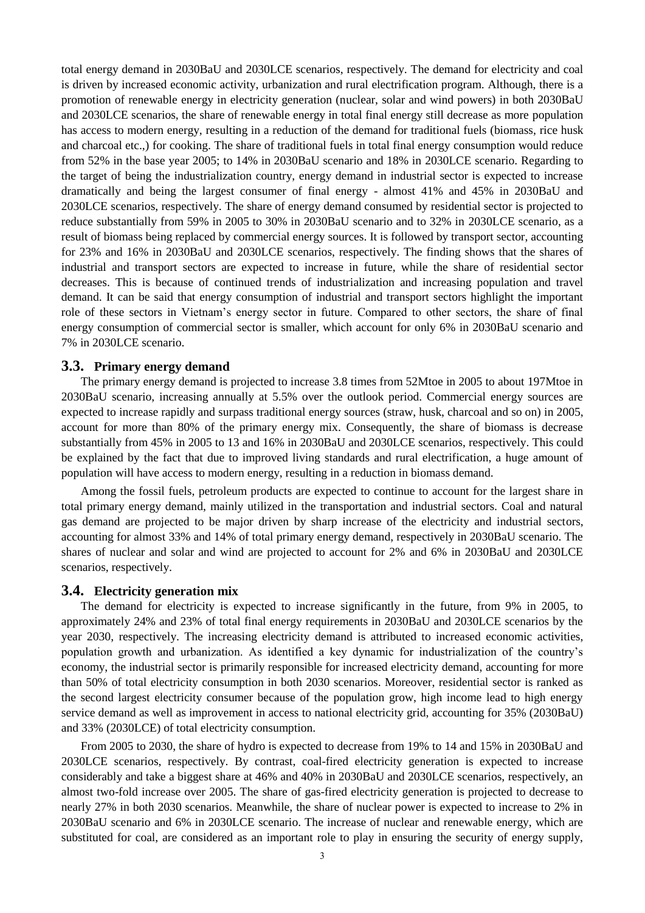total energy demand in 2030BaU and 2030LCE scenarios, respectively. The demand for electricity and coal is driven by increased economic activity, urbanization and rural electrification program. Although, there is a promotion of renewable energy in electricity generation (nuclear, solar and wind powers) in both 2030BaU and 2030LCE scenarios, the share of renewable energy in total final energy still decrease as more population has access to modern energy, resulting in a reduction of the demand for traditional fuels (biomass, rice husk and charcoal etc.,) for cooking. The share of traditional fuels in total final energy consumption would reduce from 52% in the base year 2005; to 14% in 2030BaU scenario and 18% in 2030LCE scenario. Regarding to the target of being the industrialization country, energy demand in industrial sector is expected to increase dramatically and being the largest consumer of final energy - almost 41% and 45% in 2030BaU and 2030LCE scenarios, respectively. The share of energy demand consumed by residential sector is projected to reduce substantially from 59% in 2005 to 30% in 2030BaU scenario and to 32% in 2030LCE scenario, as a result of biomass being replaced by commercial energy sources. It is followed by transport sector, accounting for 23% and 16% in 2030BaU and 2030LCE scenarios, respectively. The finding shows that the shares of industrial and transport sectors are expected to increase in future, while the share of residential sector decreases. This is because of continued trends of industrialization and increasing population and travel demand. It can be said that energy consumption of industrial and transport sectors highlight the important role of these sectors in Vietnam's energy sector in future. Compared to other sectors, the share of final energy consumption of commercial sector is smaller, which account for only 6% in 2030BaU scenario and 7% in 2030LCE scenario.

## 3.3. Primary energy demand

The primary energy demand is projected to increase 3.8 times from 52Mtoe in 2005 to about 197Mtoe in 2030BaU scenario, increasing annually at 5.5% over the outlook period. Commercial energy sources are expected to increase rapidly and surpass traditional energy sources (straw, husk, charcoal and so on) in 2005, account for more than 80% of the primary energy mix. Consequently, the share of biomass is decrease substantially from 45% in 2005 to 13 and 16% in 2030BaU and 2030LCE scenarios, respectively. This could be explained by the fact that due to improved living standards and rural electrification, a huge amount of population will have access to modern energy, resulting in a reduction in biomass demand.

Among the fossil fuels, petroleum products are expected to continue to account for the largest share in total primary energy demand, mainly utilized in the transportation and industrial sectors. Coal and natural gas demand are projected to be major driven by sharp increase of the electricity and industrial sectors, accounting for almost 33% and 14% of total primary energy demand, respectively in 2030BaU scenario. The shares of nuclear and solar and wind are projected to account for 2% and 6% in 2030BaU and 2030LCE scenarios, respectively.

## 3.4. Electricity generation mix

The demand for electricity is expected to increase significantly in the future, from 9% in 2005, to approximately 24% and 23% of total final energy requirements in 2030BaU and 2030LCE scenarios by the year 2030, respectively. The increasing electricity demand is attributed to increased economic activities, population growth and urbanization. As identified a key dynamic for industrialization of the country's economy, the industrial sector is primarily responsible for increased electricity demand, accounting for more than 50% of total electricity consumption in both 2030 scenarios. Moreover, residential sector is ranked as the second largest electricity consumer because of the population grow, high income lead to high energy service demand as well as improvement in access to national electricity grid, accounting for 35% (2030BaU) and 33% (2030LCE) of total electricity consumption.

From 2005 to 2030, the share of hydro is expected to decrease from 19% to 14 and 15% in 2030BaU and 2030LCE scenarios, respectively. By contrast, coal-fired electricity generation is expected to increase considerably and take a biggest share at 46% and 40% in 2030BaU and 2030LCE scenarios, respectively, an almost two-fold increase over 2005. The share of gas-fired electricity generation is projected to decrease to nearly 27% in both 2030 scenarios. Meanwhile, the share of nuclear power is expected to increase to 2% in 2030BaU scenario and 6% in 2030LCE scenario. The increase of nuclear and renewable energy, which are substituted for coal, are considered as an important role to play in ensuring the security of energy supply,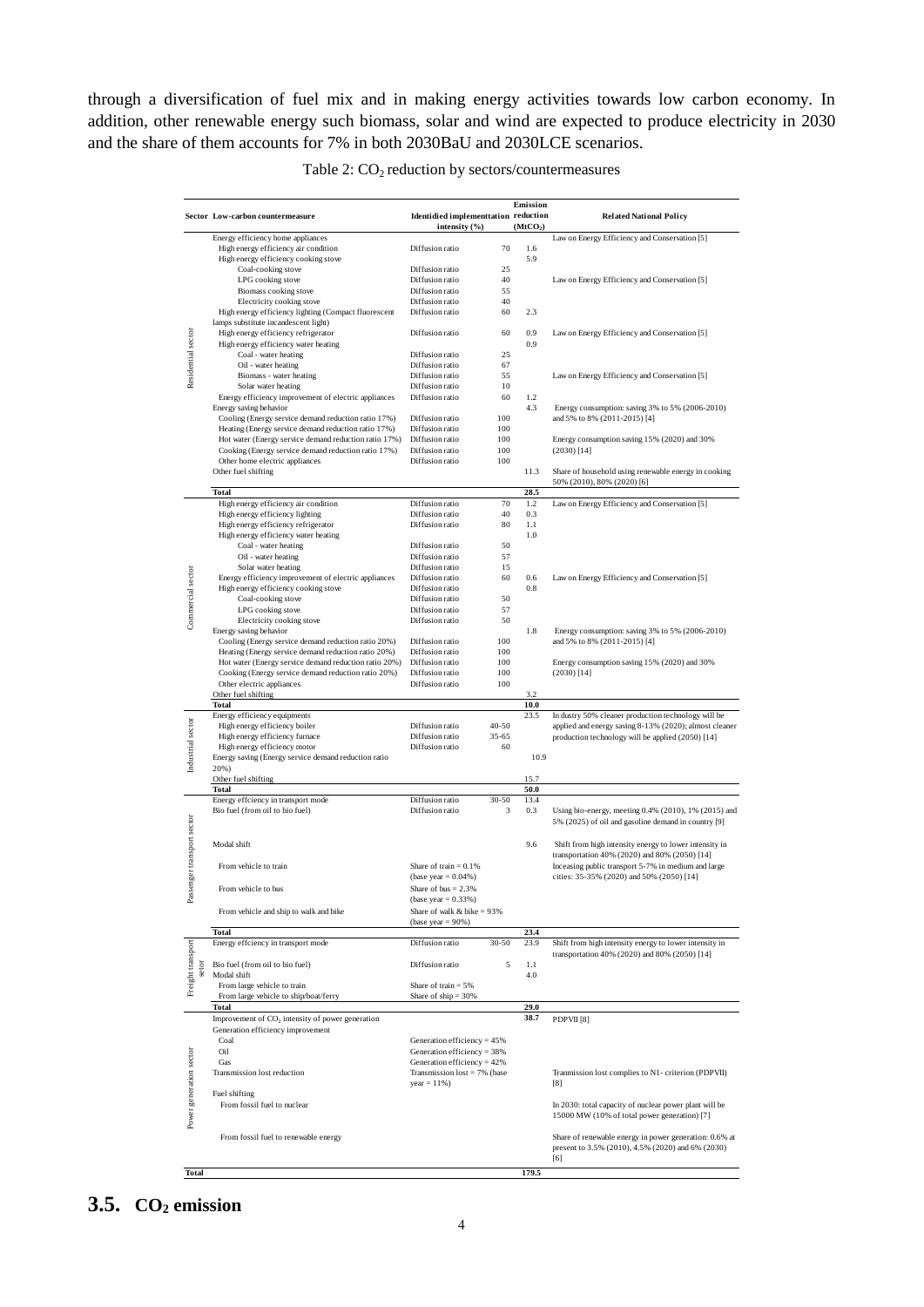through a diversification of fuel mix and in making energy activities towards low carbon economy. In addition, other renewable energy such biomass, solar and wind are expected to produce electricity in 2030 and the share of them accounts for 7% in both 2030BaU and 2030LCE scenarios.

Table 2: $CO_2$ reduction by sectors/countermeasures

| Sector | Low-carbon countermeasure | Identidied implementtation intensity (%) | | Emission reduction ($MtCO_2$) | Related National Policy |
|---|---|---|---|---|---|
| Residential sector | Energy efficiency home appliances | | | | Law on Energy Efficiency and Conservation [5] |
| | High energy efficiency air condition | Diffusion ratio | 70 | 1.6 | |
| | High energy efficiency cooking stove | | | 5.9 | |
| | Coal-cooking stove | Diffusion ratio | 25 | | |
| | LPG cooking stove | Diffusion ratio | 40 | | Law on Energy Efficiency and Conservation [5] |
| | Biomass cooking stove | Diffusion ratio | 55 | | |
| | Electricity cooking stove | Diffusion ratio | 40 | | |
| | High energy efficiency lighting (Compact fluorescent lamps substitute incandescent light) | Diffusion ratio | 60 | 2.3 | |
| | High energy efficiency refrigerator | Diffusion ratio | 60 | 0.9 | Law on Energy Efficiency and Conservation [5] |
| | High energy efficiency water heating | | | 0.9 | |
| | Coal - water heating | Diffusion ratio | 25 | | |
| | Oil - water heating | Diffusion ratio | 67 | | |
| | Biomass - water heating | Diffusion ratio | 55 | | Law on Energy Efficiency and Conservation [5] |
| | Solar water heating | Diffusion ratio | 10 | | |
| | Energy efficiency improvement of electric appliances | Diffusion ratio | 60 | 1.2 | |
| | Energy saving behavior | | | 4.3 | Energy consumption: saving 3% to 5% (2006-2010) and 5% to 8% (2011-2015) [4] |
| | Cooling (Energy service demand reduction ratio 17%) | Diffusion ratio | 100 | | |
| | Heating (Energy service demand reduction ratio 17%) | Diffusion ratio | 100 | | |
| | Hot water (Energy service demand reduction ratio 17%) | Diffusion ratio | 100 | | Energy consumption saving 15% (2020) and 30% (2030) [14] |
| | Cooking (Energy service demand reduction ratio 17%) | Diffusion ratio | 100 | | |
| | Other home electric appliances | Diffusion ratio | 100 | | |
| | Other fuel shifting | | | 11.3 | Share of household using renewable energy in cooking 50% (2010), 80% (2020) [6] |
| | **Total** | | | **28.5** | |
| Commercial sector | High energy efficiency air condition | Diffusion ratio | 70 | 1.2 | Law on Energy Efficiency and Conservation [5] |
| | High energy efficiency lighting | Diffusion ratio | 40 | 0.3 | |
| | High energy efficiency refrigerator | Diffusion ratio | 80 | 1.1 | |
| | High energy efficiency water heating | | | 1.0 | |
| | Coal - water heating | Diffusion ratio | 50 | | |
| | Oil - water heating | Diffusion ratio | 57 | | |
| | Solar water heating | Diffusion ratio | 15 | | |
| | Energy efficiency improvement of electric appliances | Diffusion ratio | 60 | 0.6 | Law on Energy Efficiency and Conservation [5] |
| | High energy efficiency cooking stove | Diffusion ratio | | 0.8 | |
| | Coal-cooking stove | Diffusion ratio | 50 | | |
| | LPG cooking stove | Diffusion ratio | 57 | | |
| | Electricity cooking stove | Diffusion ratio | 50 | | |
| | Energy saving behavior | | | 1.8 | Energy consumption: saving 3% to 5% (2006-2010) and 5% to 8% (2011-2015) [4] |
| | Cooling (Energy service demand reduction ratio 20%) | Diffusion ratio | 100 | | |
| | Heating (Energy service demand reduction ratio 20%) | Diffusion ratio | 100 | | |
| | Hot water (Energy service demand reduction ratio 20%) | Diffusion ratio | 100 | | Energy consumption saving 15% (2020) and 30% (2030) [14] |
| | Cooking (Energy service demand reduction ratio 20%) | Diffusion ratio | 100 | | |
| | Other electric appliances | Diffusion ratio | 100 | | |
| | Other fuel shifting | | | 3.2 | |
| | **Total** | | | **10.0** | |
| Industrial sector | Energy efficiency equipments | | | 23.5 | In dustry 50% cleaner production technology will be applied and energy saving 8-13% (2020); almost cleaner production technology will be applied (2050) [14] |
| | High energy efficiency boiler | Diffusion ratio | 40-50 | | |
| | High energy efficiency furnace | Diffusion ratio | 35-65 | | |
| | High energy efficiency motor | Diffusion ratio | 60 | | |
| | Energy saving (Energy service demand reduction ratio 20%) | | | 10.9 | |
| | Other fuel shifting | | | 15.7 | |
| | **Total** | | | **50.0** | |
| Passenger transport sector | Energy effciency in transport mode | Diffusion ratio | 30-50 | 13.4 | |
| | Bio fuel (from oil to bio fuel) | Diffusion ratio | 3 | 0.3 | Using bio-energy, meeting 0.4% (2010), 1% (2015) and 5% (2025) of oil and gasoline demand in country [9] |
| | Modal shift | | | 9.6 | Shift from high intensity energy to lower intensity in transportation 40% (2020) and 80% (2050) [14] |
| | From vehicle to train | Share of train = 0.1% (base year = 0.04%) | | | Inceasing public transport 5-7% in medium and large cities: 35-35% (2020) and 50% (2050) [14] |
| | From vehicle to bus | Share of bus = 2.3% (base year = 0.33%) | | | |
| | From vehicle and ship to walk and bike | Share of walk & bike = 93% (base year = 90%) | | | |
| | **Total** | | | **23.4** | |
| Freight transport setor | Energy effciency in transport mode | Diffusion ratio | 30-50 | 23.9 | Shift from high intensity energy to lower intensity in transportation 40% (2020) and 80% (2050) [14] |
| | Bio fuel (from oil to bio fuel) | Diffusion ratio | 5 | 1.1 | |
| | Modal shift | | | 4.0 | |
| | From large vehicle to train | Share of train = 5% | | | |
| | From large vehicle to ship/boat/ferry | Share of ship = 30% | | | |
| | **Total** | | | **29.0** | |
| Power generation sector | Improvement of $CO_2$ intensity of power generation | | | **38.7** | PDPVII [8] |
| | Generation efficiency improvement | | | | |
| | Coal | Generation efficiency = 45% | | | |
| | Oil | Generation efficiency = 38% | | | |
| | Gas | Generation efficiency = 42% | | | |
| | Transmission lost reduction | Transmission lost = 7% (base year = 11%) | | | Tranmission lost complies to N1- criterion (PDPVII) [8] |
| | Fuel shifting | | | | |
| | From fossil fuel to nuclear | | | | In 2030: total capacity of nuclear power plant will be 15000 MW (10% of total power generation) [7] |
| | From fossil fuel to renewable energy | | | | Share of renewable energy in power generation: 0.6% at present to 3.5% (2010), 4.5% (2020) and 6% (2030) [6] |
| **Total** | | | | **179.5** | |

## 3.5. $CO_2$ emission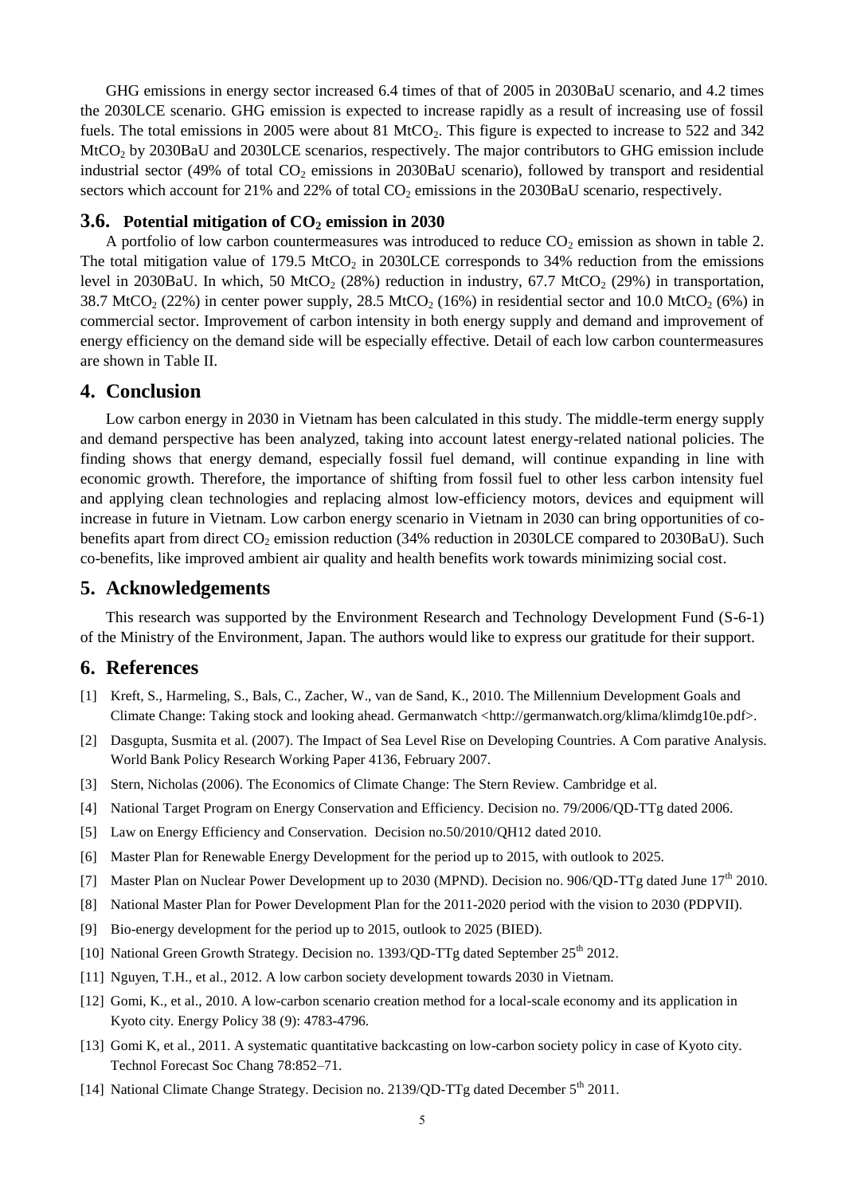GHG emissions in energy sector increased 6.4 times of that of 2005 in 2030BaU scenario, and 4.2 times the 2030LCE scenario. GHG emission is expected to increase rapidly as a result of increasing use of fossil fuels. The total emissions in 2005 were about 81 $MtCO_2$. This figure is expected to increase to 522 and 342 $MtCO_2$ by 2030BaU and 2030LCE scenarios, respectively. The major contributors to GHG emission include industrial sector (49% of total $CO_2$ emissions in 2030BaU scenario), followed by transport and residential sectors which account for 21% and 22% of total $CO_2$ emissions in the 2030BaU scenario, respectively.

### 3.6. Potential mitigation of $CO_2$ emission in 2030

A portfolio of low carbon countermeasures was introduced to reduce $CO_2$ emission as shown in table 2. The total mitigation value of 179.5 $MtCO_2$ in 2030LCE corresponds to 34% reduction from the emissions level in 2030BaU. In which, 50 $MtCO_2$ (28%) reduction in industry, 67.7 $MtCO_2$ (29%) in transportation, 38.7 $MtCO_2$ (22%) in center power supply, 28.5 $MtCO_2$ (16%) in residential sector and 10.0 $MtCO_2$ (6%) in commercial sector. Improvement of carbon intensity in both energy supply and demand and improvement of energy efficiency on the demand side will be especially effective. Detail of each low carbon countermeasures are shown in Table II.

## 4. Conclusion

Low carbon energy in 2030 in Vietnam has been calculated in this study. The middle-term energy supply and demand perspective has been analyzed, taking into account latest energy-related national policies. The finding shows that energy demand, especially fossil fuel demand, will continue expanding in line with economic growth. Therefore, the importance of shifting from fossil fuel to other less carbon intensity fuel and applying clean technologies and replacing almost low-efficiency motors, devices and equipment will increase in future in Vietnam. Low carbon energy scenario in Vietnam in 2030 can bring opportunities of co-benefits apart from direct $CO_2$ emission reduction (34% reduction in 2030LCE compared to 2030BaU). Such co-benefits, like improved ambient air quality and health benefits work towards minimizing social cost.

## 5. Acknowledgements

This research was supported by the Environment Research and Technology Development Fund (S-6-1) of the Ministry of the Environment, Japan. The authors would like to express our gratitude for their support.

## 6. References

[1] Kreft, S., Harmeling, S., Bals, C., Zacher, W., van de Sand, K., 2010. The Millennium Development Goals and Climate Change: Taking stock and looking ahead. Germanwatch <http://germanwatch.org/klima/klimdg10e.pdf>.

[2] Dasgupta, Susmita et al. (2007). The Impact of Sea Level Rise on Developing Countries. A Com parative Analysis. World Bank Policy Research Working Paper 4136, February 2007.

[3] Stern, Nicholas (2006). The Economics of Climate Change: The Stern Review. Cambridge et al.

[4] National Target Program on Energy Conservation and Efficiency. Decision no. 79/2006/QD-TTg dated 2006.

[5] Law on Energy Efficiency and Conservation. Decision no.50/2010/QH12 dated 2010.

[6] Master Plan for Renewable Energy Development for the period up to 2015, with outlook to 2025.

[7] Master Plan on Nuclear Power Development up to 2030 (MPND). Decision no. 906/QD-TTg dated June 17th 2010.

[8] National Master Plan for Power Development Plan for the 2011-2020 period with the vision to 2030 (PDPVII).

[9] Bio-energy development for the period up to 2015, outlook to 2025 (BIED).

[10] National Green Growth Strategy. Decision no. 1393/QD-TTg dated September 25th 2012.

[11] Nguyen, T.H., et al., 2012. A low carbon society development towards 2030 in Vietnam.

[12] Gomi, K., et al., 2010. A low-carbon scenario creation method for a local-scale economy and its application in Kyoto city. Energy Policy 38 (9): 4783-4796.

[13] Gomi K, et al., 2011. A systematic quantitative backcasting on low-carbon society policy in case of Kyoto city. Technol Forecast Soc Chang 78:852–71.

[14] National Climate Change Strategy. Decision no. 2139/QD-TTg dated December 5th 2011.